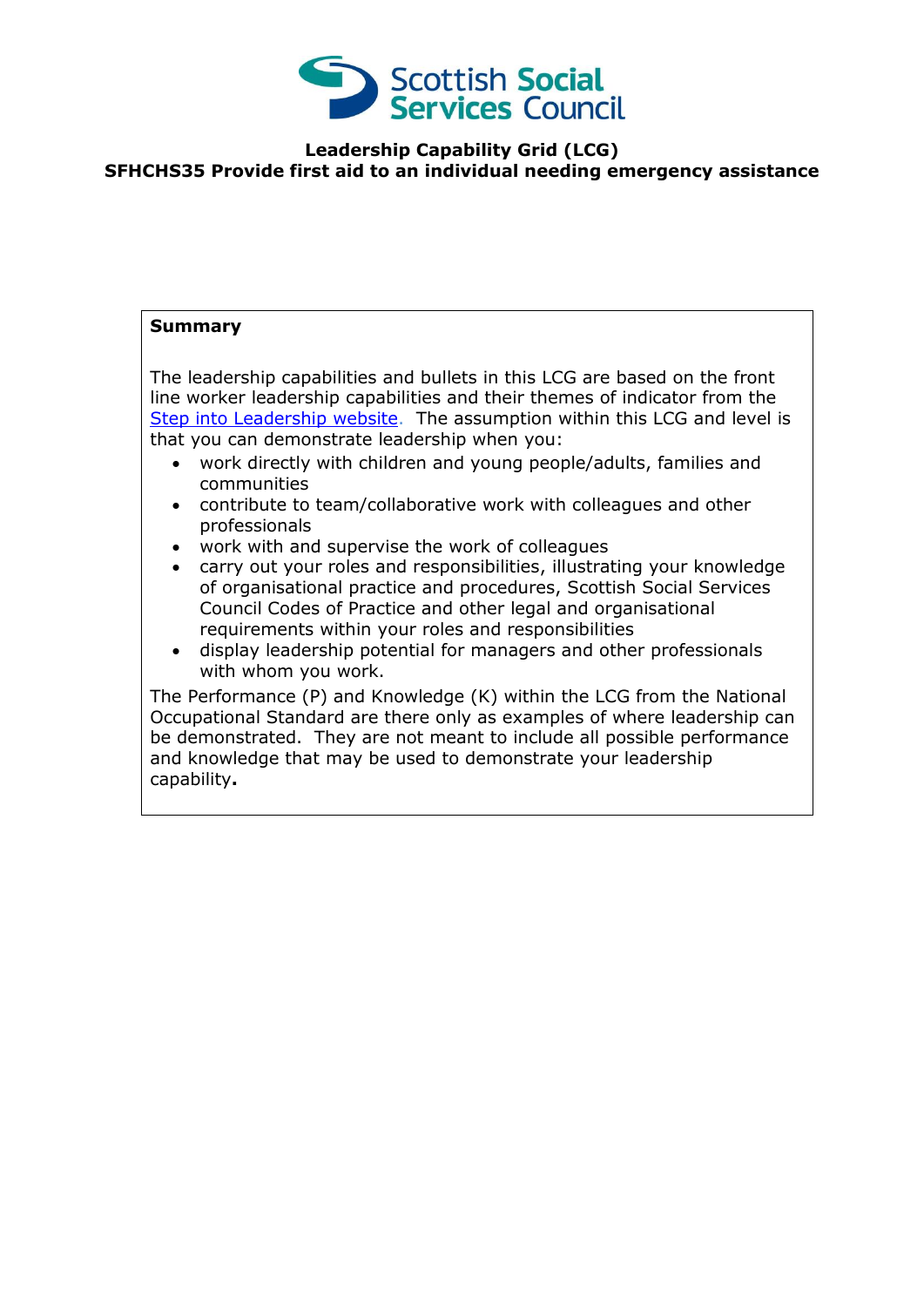Scottish Social Services Council

# Leadership Capability Grid (LCG)

## SFHCHS35 Provide first aid to an individual needing emergency assistance

**Summary**

The leadership capabilities and bullets in this LCG are based on the front line worker leadership capabilities and their themes of indicator from the [Step into Leadership website](). The assumption within this LCG and level is that you can demonstrate leadership when you:

- work directly with children and young people/adults, families and communities
- contribute to team/collaborative work with colleagues and other professionals
- work with and supervise the work of colleagues
- carry out your roles and responsibilities, illustrating your knowledge of organisational practice and procedures, Scottish Social Services Council Codes of Practice and other legal and organisational requirements within your roles and responsibilities
- display leadership potential for managers and other professionals with whom you work.

The Performance (P) and Knowledge (K) within the LCG from the National Occupational Standard are there only as examples of where leadership can be demonstrated. They are not meant to include all possible performance and knowledge that may be used to demonstrate your leadership capability**.**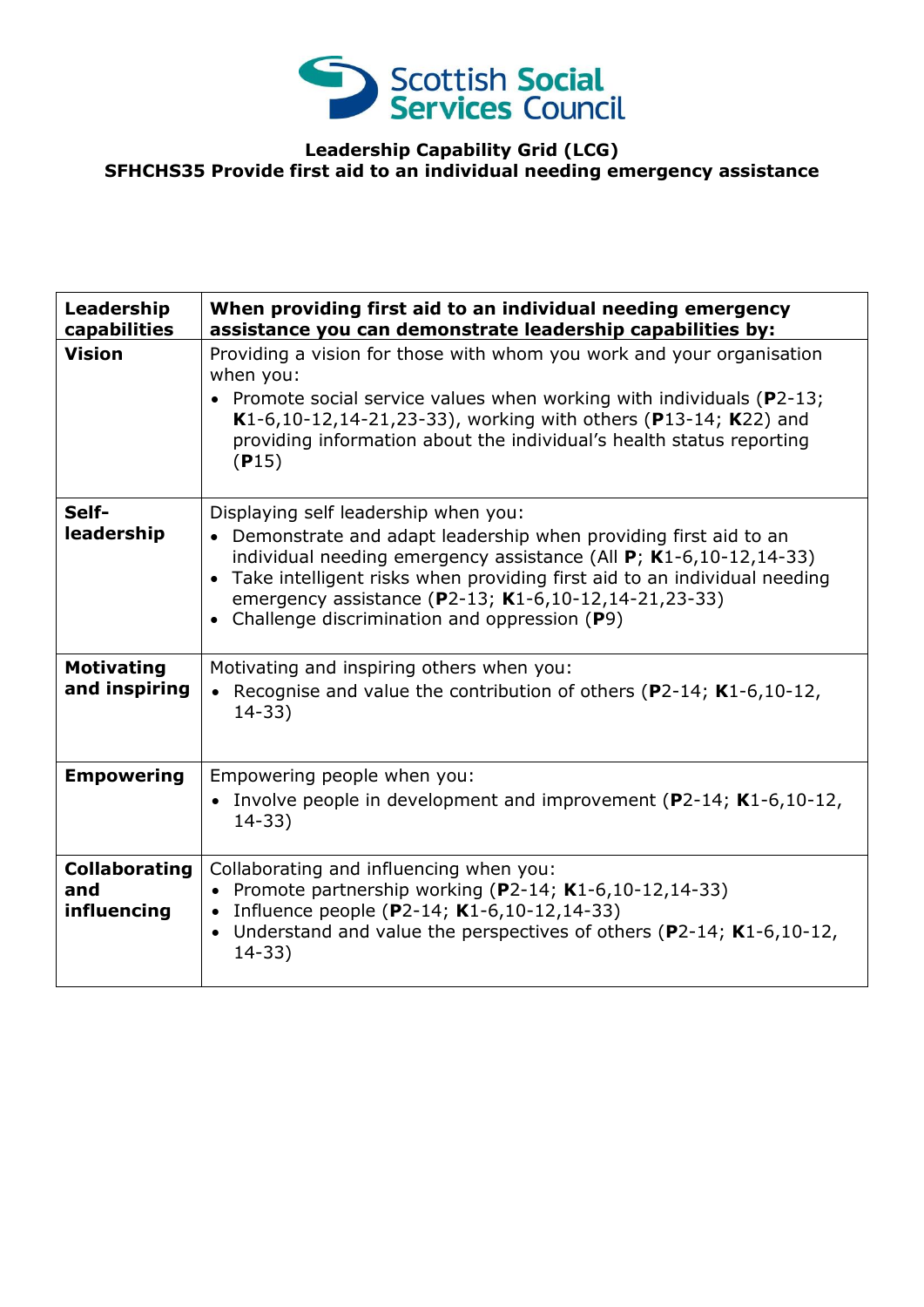Scottish Social Services Council

**Leadership Capability Grid (LCG)**
**SFHCHS35 Provide first aid to an individual needing emergency assistance**

| **Leadership capabilities** | **When providing first aid to an individual needing emergency assistance you can demonstrate leadership capabilities by:** |
|---|---|
| **Vision** | Providing a vision for those with whom you work and your organisation when you:<br>• Promote social service values when working with individuals (**P**2-13; **K**1-6,10-12,14-21,23-33), working with others (**P**13-14; **K**22) and providing information about the individual's health status reporting (**P**15) |
| **Self-leadership** | Displaying self leadership when you:<br>• Demonstrate and adapt leadership when providing first aid to an individual needing emergency assistance (All **P**; **K**1-6,10-12,14-33)<br>• Take intelligent risks when providing first aid to an individual needing emergency assistance (**P**2-13; **K**1-6,10-12,14-21,23-33)<br>• Challenge discrimination and oppression (**P**9) |
| **Motivating and inspiring** | Motivating and inspiring others when you:<br>• Recognise and value the contribution of others (**P**2-14; **K**1-6,10-12, 14-33) |
| **Empowering** | Empowering people when you:<br>• Involve people in development and improvement (**P**2-14; **K**1-6,10-12, 14-33) |
| **Collaborating and influencing** | Collaborating and influencing when you:<br>• Promote partnership working (**P**2-14; **K**1-6,10-12,14-33)<br>• Influence people (**P**2-14; **K**1-6,10-12,14-33)<br>• Understand and value the perspectives of others (**P**2-14; **K**1-6,10-12, 14-33) |